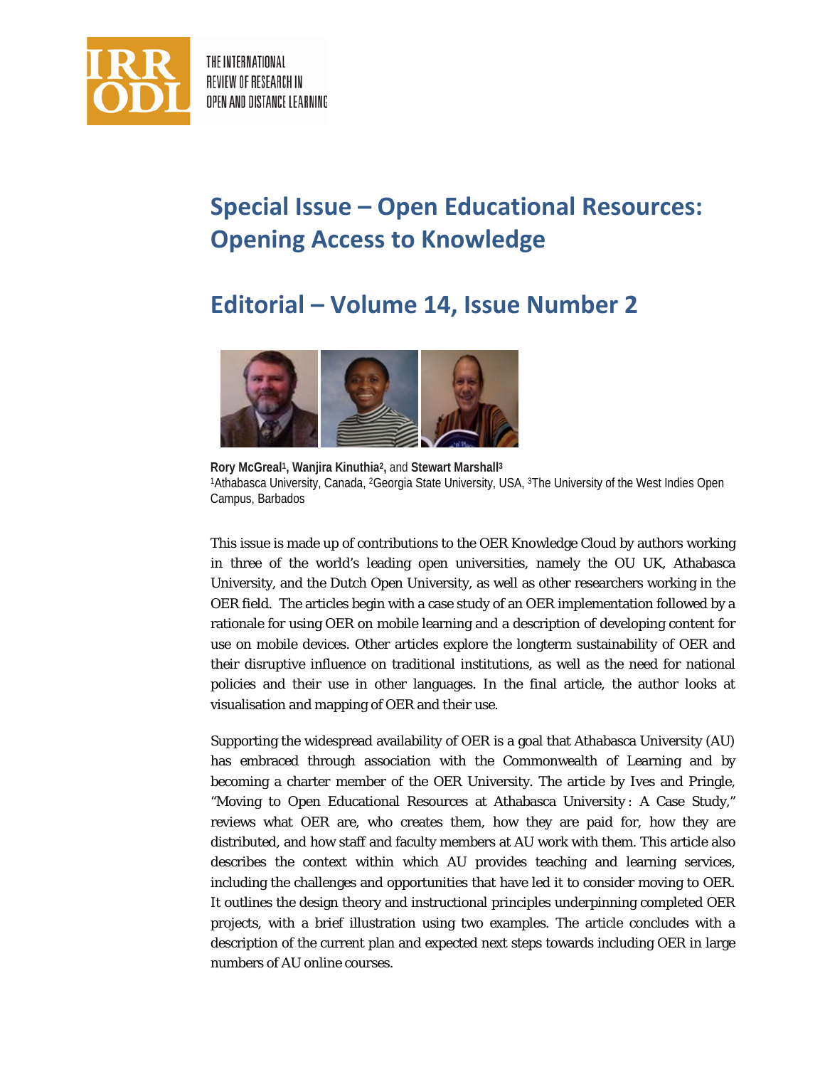# Special Issue – Open Educational Resources: Opening Access to Knowledge

## Editorial – Volume 14, Issue Number 2

**Rory McGreal**[1], **Wanjira Kinuthia**[2], and **Stewart Marshall**[3]
[1]Athabasca University, Canada, [2]Georgia State University, USA, [3]The University of the West Indies Open Campus, Barbados

This issue is made up of contributions to the OER Knowledge Cloud by authors working in three of the world's leading open universities, namely the OU UK, Athabasca University, and the Dutch Open University, as well as other researchers working in the OER field. The articles begin with a case study of an OER implementation followed by a rationale for using OER on mobile learning and a description of developing content for use on mobile devices. Other articles explore the longterm sustainability of OER and their disruptive influence on traditional institutions, as well as the need for national policies and their use in other languages. In the final article, the author looks at visualisation and mapping of OER and their use.

Supporting the widespread availability of OER is a goal that Athabasca University (AU) has embraced through association with the Commonwealth of Learning and by becoming a charter member of the OER University. The article by Ives and Pringle, "Moving to Open Educational Resources at Athabasca University : A Case Study," reviews what OER are, who creates them, how they are paid for, how they are distributed, and how staff and faculty members at AU work with them. This article also describes the context within which AU provides teaching and learning services, including the challenges and opportunities that have led it to consider moving to OER. It outlines the design theory and instructional principles underpinning completed OER projects, with a brief illustration using two examples. The article concludes with a description of the current plan and expected next steps towards including OER in large numbers of AU online courses.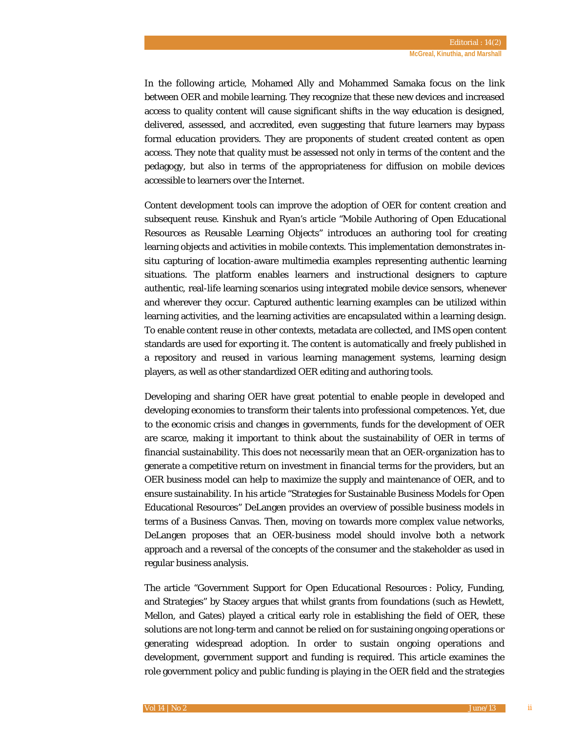In the following article, Mohamed Ally and Mohammed Samaka focus on the link between OER and mobile learning. They recognize that these new devices and increased access to quality content will cause significant shifts in the way education is designed, delivered, assessed, and accredited, even suggesting that future learners may bypass formal education providers. They are proponents of student created content as open access. They note that quality must be assessed not only in terms of the content and the pedagogy, but also in terms of the appropriateness for diffusion on mobile devices accessible to learners over the Internet.

Content development tools can improve the adoption of OER for content creation and subsequent reuse. Kinshuk and Ryan's article "Mobile Authoring of Open Educational Resources as Reusable Learning Objects" introduces an authoring tool for creating learning objects and activities in mobile contexts. This implementation demonstrates in-situ capturing of location-aware multimedia examples representing authentic learning situations. The platform enables learners and instructional designers to capture authentic, real-life learning scenarios using integrated mobile device sensors, whenever and wherever they occur. Captured authentic learning examples can be utilized within learning activities, and the learning activities are encapsulated within a learning design. To enable content reuse in other contexts, metadata are collected, and IMS open content standards are used for exporting it. The content is automatically and freely published in a repository and reused in various learning management systems, learning design players, as well as other standardized OER editing and authoring tools.

Developing and sharing OER have great potential to enable people in developed and developing economies to transform their talents into professional competences. Yet, due to the economic crisis and changes in governments, funds for the development of OER are scarce, making it important to think about the sustainability of OER in terms of financial sustainability. This does not necessarily mean that an OER-organization has to generate a competitive return on investment in financial terms for the providers, but an OER business model can help to maximize the supply and maintenance of OER, and to ensure sustainability. In his article "Strategies for Sustainable Business Models for Open Educational Resources" DeLangen provides an overview of possible business models in terms of a Business Canvas. Then, moving on towards more complex *value networks*, DeLangen proposes that an OER-business model should involve both a network approach and a reversal of the concepts of the consumer and the stakeholder as used in regular business analysis.

The article "Government Support for Open Educational Resources : Policy, Funding, and Strategies" by Stacey argues that whilst grants from foundations (such as Hewlett, Mellon, and Gates) played a critical early role in establishing the field of OER, these solutions are not long-term and cannot be relied on for sustaining ongoing operations or generating widespread adoption. In order to sustain ongoing operations and development, government support and funding is required. This article examines the role government policy and public funding is playing in the OER field and the strategies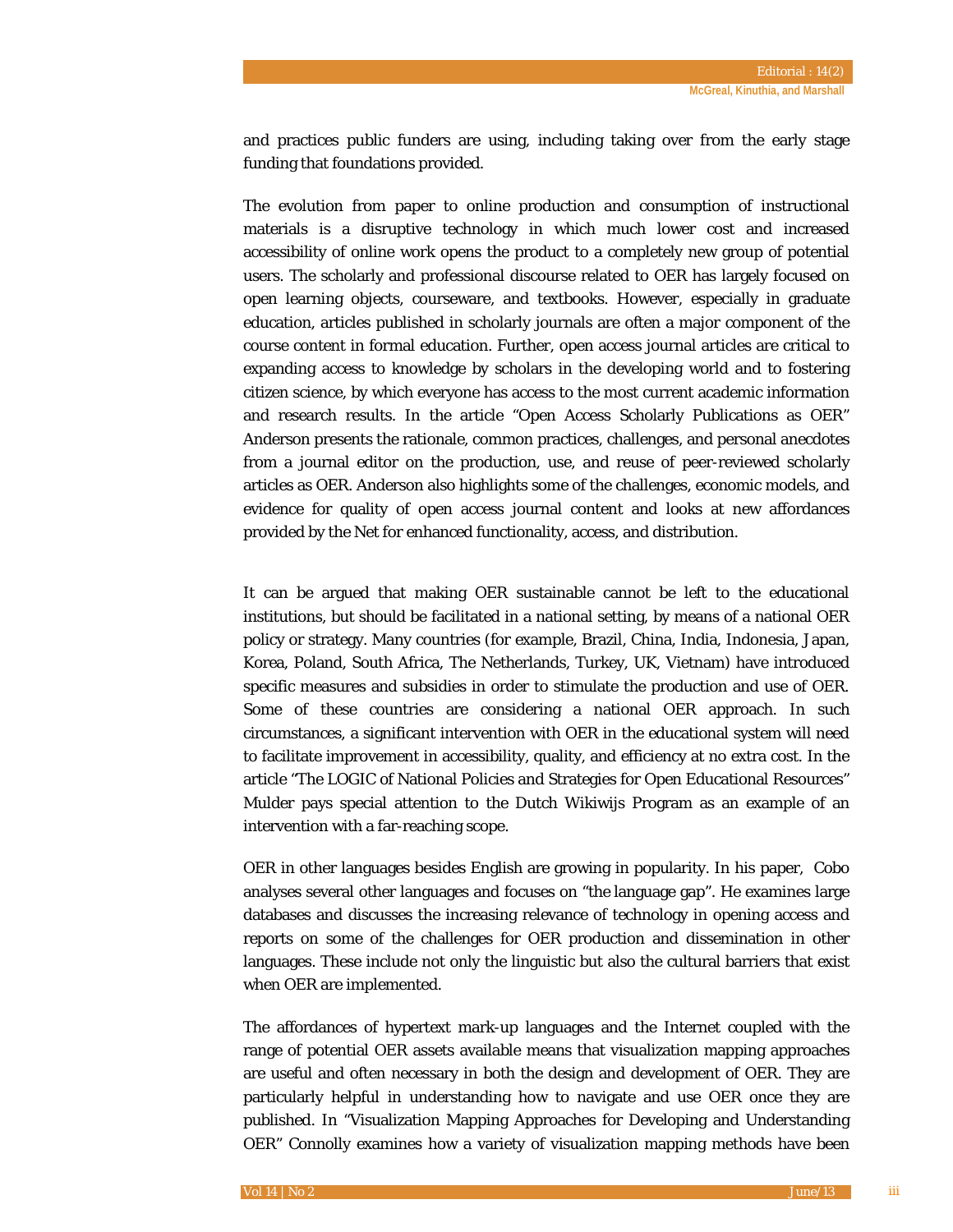and practices public funders are using, including taking over from the early stage funding that foundations provided.

The evolution from paper to online production and consumption of instructional materials is a disruptive technology in which much lower cost and increased accessibility of online work opens the product to a completely new group of potential users. The scholarly and professional discourse related to OER has largely focused on open learning objects, courseware, and textbooks. However, especially in graduate education, articles published in scholarly journals are often a major component of the course content in formal education. Further, open access journal articles are critical to expanding access to knowledge by scholars in the developing world and to fostering citizen science, by which everyone has access to the most current academic information and research results. In the article "Open Access Scholarly Publications as OER" Anderson presents the rationale, common practices, challenges, and personal anecdotes from a journal editor on the production, use, and reuse of peer-reviewed scholarly articles as OER. Anderson also highlights some of the challenges, economic models, and evidence for quality of open access journal content and looks at new affordances provided by the Net for enhanced functionality, access, and distribution.

It can be argued that making OER sustainable cannot be left to the educational institutions, but should be facilitated in a national setting, by means of a national OER policy or strategy. Many countries (for example, Brazil, China, India, Indonesia, Japan, Korea, Poland, South Africa, The Netherlands, Turkey, UK, Vietnam) have introduced specific measures and subsidies in order to stimulate the production and use of OER. Some of these countries are considering a national OER approach. In such circumstances, a significant intervention with OER in the educational system will need to facilitate improvement in accessibility, quality, and efficiency at no extra cost. In the article "The LOGIC of National Policies and Strategies for Open Educational Resources" Mulder pays special attention to the Dutch Wikiwijs Program as an example of an intervention with a far-reaching scope.

OER in other languages besides English are growing in popularity. In his paper, Cobo analyses several other languages and focuses on "the language gap". He examines large databases and discusses the increasing relevance of technology in opening access and reports on some of the challenges for OER production and dissemination in other languages. These include not only the linguistic but also the cultural barriers that exist when OER are implemented.

The affordances of hypertext mark-up languages and the Internet coupled with the range of potential OER assets available means that visualization mapping approaches are useful and often necessary in both the design and development of OER. They are particularly helpful in understanding how to navigate and use OER once they are published. In "Visualization Mapping Approaches for Developing and Understanding OER" Connolly examines how a variety of visualization mapping methods have been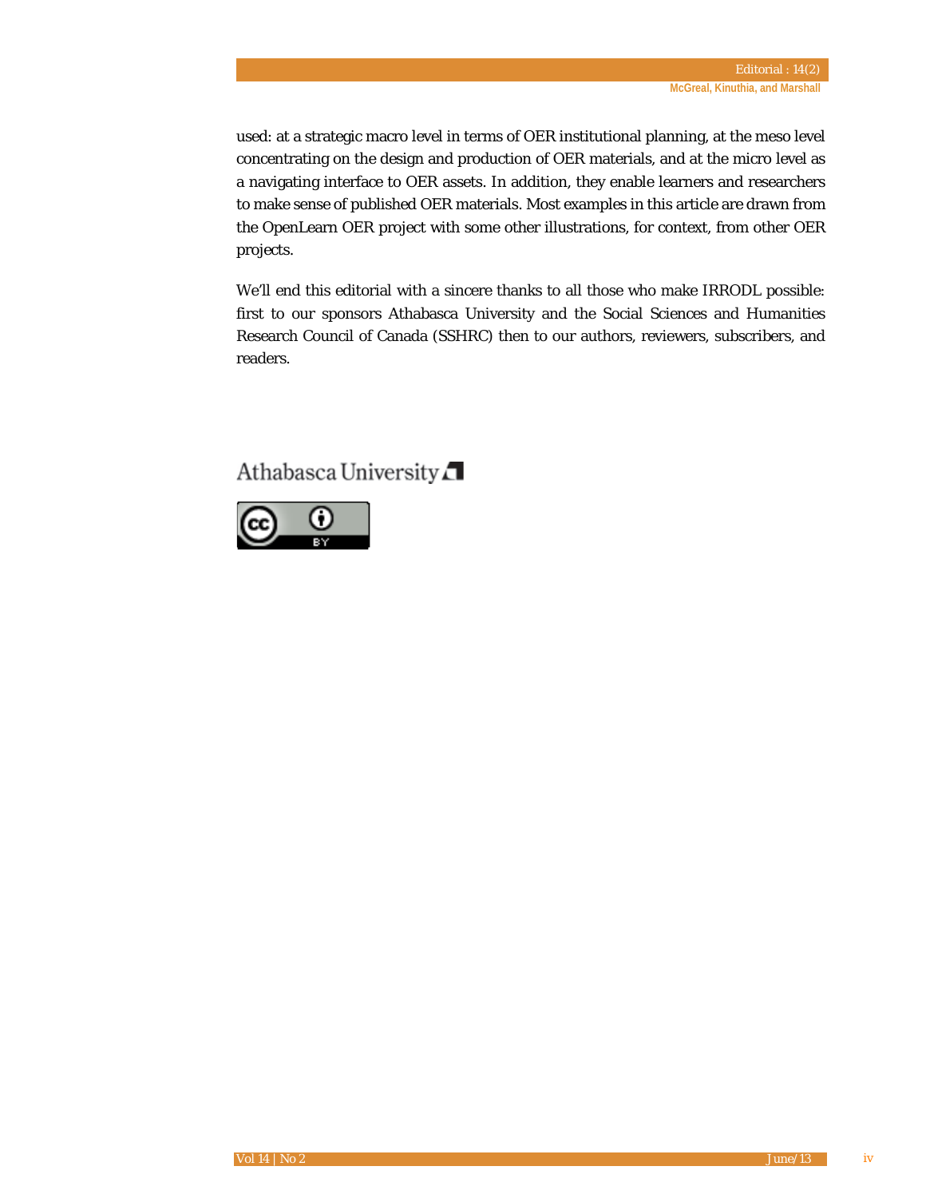used: at a strategic macro level in terms of OER institutional planning, at the meso level concentrating on the design and production of OER materials, and at the micro level as a navigating interface to OER assets. In addition, they enable learners and researchers to make sense of published OER materials. Most examples in this article are drawn from the OpenLearn OER project with some other illustrations, for context, from other OER projects.

We'll end this editorial with a sincere thanks to all those who make IRRODL possible: first to our sponsors Athabasca University and the Social Sciences and Humanities Research Council of Canada (SSHRC) then to our authors, reviewers, subscribers, and readers.

Athabasca University